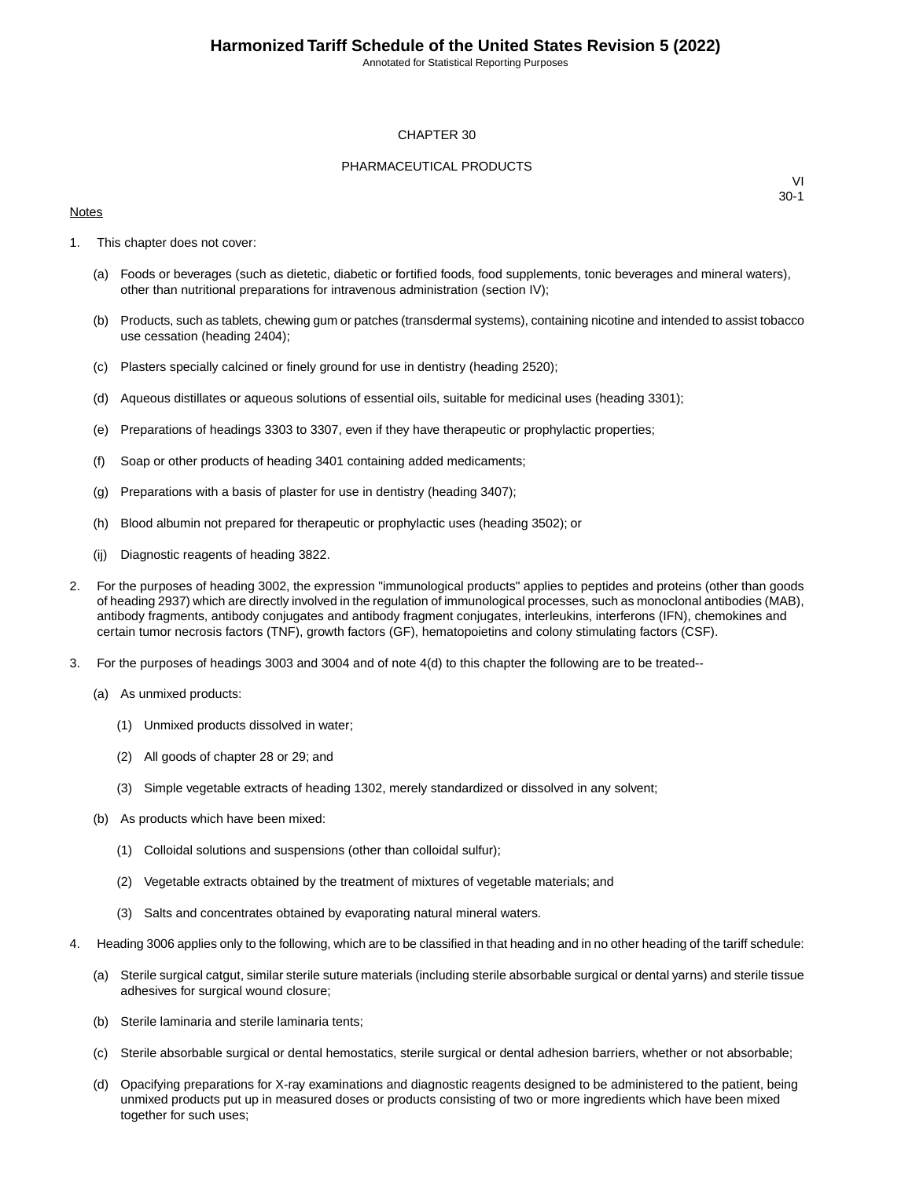# CHAPTER 30

## PHARMACEUTICAL PRODUCTS

VI
30-1

Notes

1. This chapter does not cover:

   (a) Foods or beverages (such as dietetic, diabetic or fortified foods, food supplements, tonic beverages and mineral waters), other than nutritional preparations for intravenous administration (section IV);

   (b) Products, such as tablets, chewing gum or patches (transdermal systems), containing nicotine and intended to assist tobacco use cessation (heading 2404);

   (c) Plasters specially calcined or finely ground for use in dentistry (heading 2520);

   (d) Aqueous distillates or aqueous solutions of essential oils, suitable for medicinal uses (heading 3301);

   (e) Preparations of headings 3303 to 3307, even if they have therapeutic or prophylactic properties;

   (f) Soap or other products of heading 3401 containing added medicaments;

   (g) Preparations with a basis of plaster for use in dentistry (heading 3407);

   (h) Blood albumin not prepared for therapeutic or prophylactic uses (heading 3502); or

   (ij) Diagnostic reagents of heading 3822.

2. For the purposes of heading 3002, the expression "immunological products" applies to peptides and proteins (other than goods of heading 2937) which are directly involved in the regulation of immunological processes, such as monoclonal antibodies (MAB), antibody fragments, antibody conjugates and antibody fragment conjugates, interleukins, interferons (IFN), chemokines and certain tumor necrosis factors (TNF), growth factors (GF), hematopoietins and colony stimulating factors (CSF).

3. For the purposes of headings 3003 and 3004 and of note 4(d) to this chapter the following are to be treated--

   (a) As unmixed products:

      (1) Unmixed products dissolved in water;

      (2) All goods of chapter 28 or 29; and

      (3) Simple vegetable extracts of heading 1302, merely standardized or dissolved in any solvent;

   (b) As products which have been mixed:

      (1) Colloidal solutions and suspensions (other than colloidal sulfur);

      (2) Vegetable extracts obtained by the treatment of mixtures of vegetable materials; and

      (3) Salts and concentrates obtained by evaporating natural mineral waters.

4. Heading 3006 applies only to the following, which are to be classified in that heading and in no other heading of the tariff schedule:

   (a) Sterile surgical catgut, similar sterile suture materials (including sterile absorbable surgical or dental yarns) and sterile tissue adhesives for surgical wound closure;

   (b) Sterile laminaria and sterile laminaria tents;

   (c) Sterile absorbable surgical or dental hemostatics, sterile surgical or dental adhesion barriers, whether or not absorbable;

   (d) Opacifying preparations for X-ray examinations and diagnostic reagents designed to be administered to the patient, being unmixed products put up in measured doses or products consisting of two or more ingredients which have been mixed together for such uses;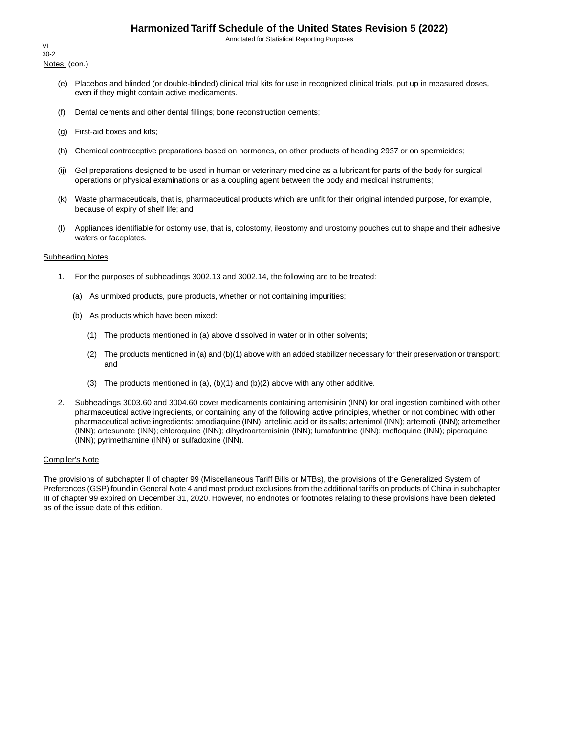Notes (con.)

(e) Placebos and blinded (or double-blinded) clinical trial kits for use in recognized clinical trials, put up in measured doses, even if they might contain active medicaments.

(f) Dental cements and other dental fillings; bone reconstruction cements;

(g) First-aid boxes and kits;

(h) Chemical contraceptive preparations based on hormones, on other products of heading 2937 or on spermicides;

(ij) Gel preparations designed to be used in human or veterinary medicine as a lubricant for parts of the body for surgical operations or physical examinations or as a coupling agent between the body and medical instruments;

(k) Waste pharmaceuticals, that is, pharmaceutical products which are unfit for their original intended purpose, for example, because of expiry of shelf life; and

(l) Appliances identifiable for ostomy use, that is, colostomy, ileostomy and urostomy pouches cut to shape and their adhesive wafers or faceplates.

Subheading Notes

1. For the purposes of subheadings 3002.13 and 3002.14, the following are to be treated:

   (a) As unmixed products, pure products, whether or not containing impurities;

   (b) As products which have been mixed:

      (1) The products mentioned in (a) above dissolved in water or in other solvents;

      (2) The products mentioned in (a) and (b)(1) above with an added stabilizer necessary for their preservation or transport; and

      (3) The products mentioned in (a), (b)(1) and (b)(2) above with any other additive.

2. Subheadings 3003.60 and 3004.60 cover medicaments containing artemisinin (INN) for oral ingestion combined with other pharmaceutical active ingredients, or containing any of the following active principles, whether or not combined with other pharmaceutical active ingredients: amodiaquine (INN); artelinic acid or its salts; artenimol (INN); artemotil (INN); artemether (INN); artesunate (INN); chloroquine (INN); dihydroartemisinin (INN); lumafantrine (INN); mefloquine (INN); piperaquine (INN); pyrimethamine (INN) or sulfadoxine (INN).

Compiler's Note

The provisions of subchapter II of chapter 99 (Miscellaneous Tariff Bills or MTBs), the provisions of the Generalized System of Preferences (GSP) found in General Note 4 and most product exclusions from the additional tariffs on products of China in subchapter III of chapter 99 expired on December 31, 2020. However, no endnotes or footnotes relating to these provisions have been deleted as of the issue date of this edition.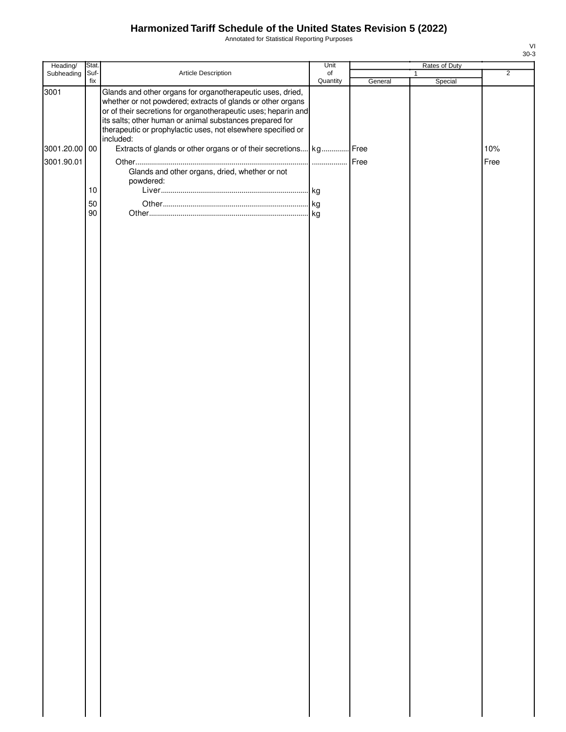# Harmonized Tariff Schedule of the United States Revision 5 (2022)

Annotated for Statistical Reporting Purposes

| Heading/ Subheading | Stat. Suf- fix | Article Description | Unit of Quantity | Rates of Duty 1 General | Rates of Duty 1 Special | Rates of Duty 2 |
|---|---|---|---|---|---|---|
| 3001 | | Glands and other organs for organotherapeutic uses, dried, whether or not powdered; extracts of glands or other organs or of their secretions for organotherapeutic uses; heparin and its salts; other human or animal substances prepared for therapeutic or prophylactic uses, not elsewhere specified or included: | | | | |
| 3001.20.00 | 00 | Extracts of glands or other organs or of their secretions | kg | Free | | 10% |
| 3001.90.01 | | Other | | Free | | Free |
| | | Glands and other organs, dried, whether or not powdered: | | | | |
| | 10 | Liver | kg | | | |
| | 50 | Other | kg | | | |
| | 90 | Other | kg | | | |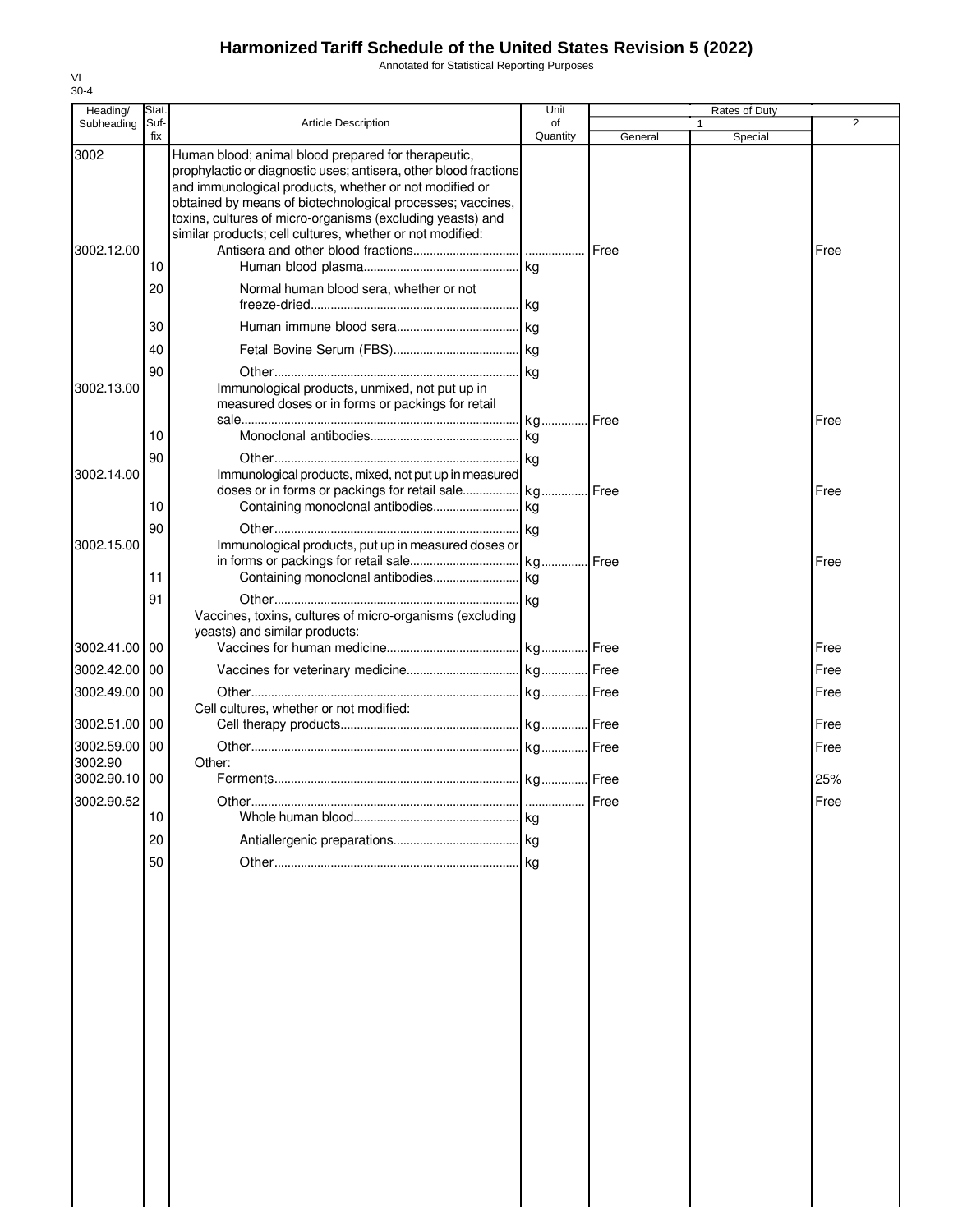# Harmonized Tariff Schedule of the United States Revision 5 (2022)

Annotated for Statistical Reporting Purposes

| Heading/ Subheading | Stat. Suf- fix | Article Description | Unit of Quantity | Rates of Duty | | |
|---|---|---|---|---|---|---|
| | | | | 1 | | 2 |
| | | | | General | Special | |
| 3002 | | Human blood; animal blood prepared for therapeutic, prophylactic or diagnostic uses; antisera, other blood fractions and immunological products, whether or not modified or obtained by means of biotechnological processes; vaccines, toxins, cultures of micro-organisms (excluding yeasts) and similar products; cell cultures, whether or not modified: | | | | |
| 3002.12.00 | | Antisera and other blood fractions | | Free | | Free |
| | 10 | Human blood plasma | kg | | | |
| | 20 | Normal human blood sera, whether or not freeze-dried | kg | | | |
| | 30 | Human immune blood sera | kg | | | |
| | 40 | Fetal Bovine Serum (FBS) | kg | | | |
| | 90 | Other | kg | | | |
| 3002.13.00 | | Immunological products, unmixed, not put up in measured doses or in forms or packings for retail sale | kg | Free | | Free |
| | 10 | Monoclonal antibodies | kg | | | |
| | 90 | Other | kg | | | |
| 3002.14.00 | | Immunological products, mixed, not put up in measured doses or in forms or packings for retail sale | kg | Free | | Free |
| | 10 | Containing monoclonal antibodies | kg | | | |
| | 90 | Other | kg | | | |
| 3002.15.00 | | Immunological products, put up in measured doses or in forms or packings for retail sale | kg | Free | | Free |
| | 11 | Containing monoclonal antibodies | kg | | | |
| | 91 | Other | kg | | | |
| | | Vaccines, toxins, cultures of micro-organisms (excluding yeasts) and similar products: | | | | |
| 3002.41.00 | 00 | Vaccines for human medicine | kg | Free | | Free |
| 3002.42.00 | 00 | Vaccines for veterinary medicine | kg | Free | | Free |
| 3002.49.00 | 00 | Other | kg | Free | | Free |
| | | Cell cultures, whether or not modified: | | | | |
| 3002.51.00 | 00 | Cell therapy products | kg | Free | | Free |
| 3002.59.00 | 00 | Other | kg | Free | | Free |
| 3002.90 | | Other: | | | | |
| 3002.90.10 | 00 | Ferments | kg | Free | | 25% |
| 3002.90.52 | | Other | | Free | | Free |
| | 10 | Whole human blood | kg | | | |
| | 20 | Antiallergenic preparations | kg | | | |
| | 50 | Other | kg | | | |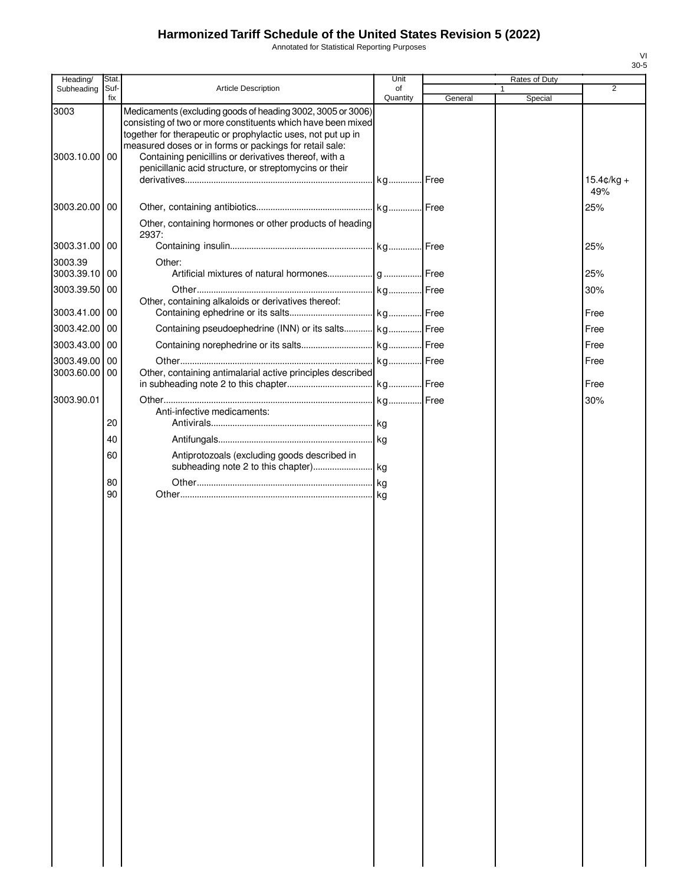# Harmonized Tariff Schedule of the United States Revision 5 (2022)

Annotated for Statistical Reporting Purposes

| Heading/ Subheading | Stat. Suf- fix | Article Description | Unit of Quantity | Rates of Duty | | |
|---|---|---|---|---|---|---|
| | | | | 1 | | 2 |
| | | | | General | Special | |
| 3003 | | Medicaments (excluding goods of heading 3002, 3005 or 3006) consisting of two or more constituents which have been mixed together for therapeutic or prophylactic uses, not put up in measured doses or in forms or packings for retail sale: | | | | |
| 3003.10.00 | 00 | Containing penicillins or derivatives thereof, with a penicillanic acid structure, or streptomycins or their derivatives | kg | Free | | 15.4¢/kg + 49% |
| 3003.20.00 | 00 | Other, containing antibiotics | kg | Free | | 25% |
| | | Other, containing hormones or other products of heading 2937: | | | | |
| 3003.31.00 | 00 | Containing insulin | kg | Free | | 25% |
| 3003.39 | | Other: | | | | |
| 3003.39.10 | 00 | Artificial mixtures of natural hormones | g | Free | | 25% |
| 3003.39.50 | 00 | Other | kg | Free | | 30% |
| | | Other, containing alkaloids or derivatives thereof: | | | | |
| 3003.41.00 | 00 | Containing ephedrine or its salts | kg | Free | | Free |
| 3003.42.00 | 00 | Containing pseudoephedrine (INN) or its salts | kg | Free | | Free |
| 3003.43.00 | 00 | Containing norephedrine or its salts | kg | Free | | Free |
| 3003.49.00 | 00 | Other | kg | Free | | Free |
| 3003.60.00 | 00 | Other, containing antimalarial active principles described in subheading note 2 to this chapter | kg | Free | | Free |
| 3003.90.01 | | Other | kg | Free | | 30% |
| | | Anti-infective medicaments: | | | | |
| | 20 | Antivirals | kg | | | |
| | 40 | Antifungals | kg | | | |
| | 60 | Antiprotozoals (excluding goods described in subheading note 2 to this chapter) | kg | | | |
| | 80 | Other | kg | | | |
| | 90 | Other | kg | | | |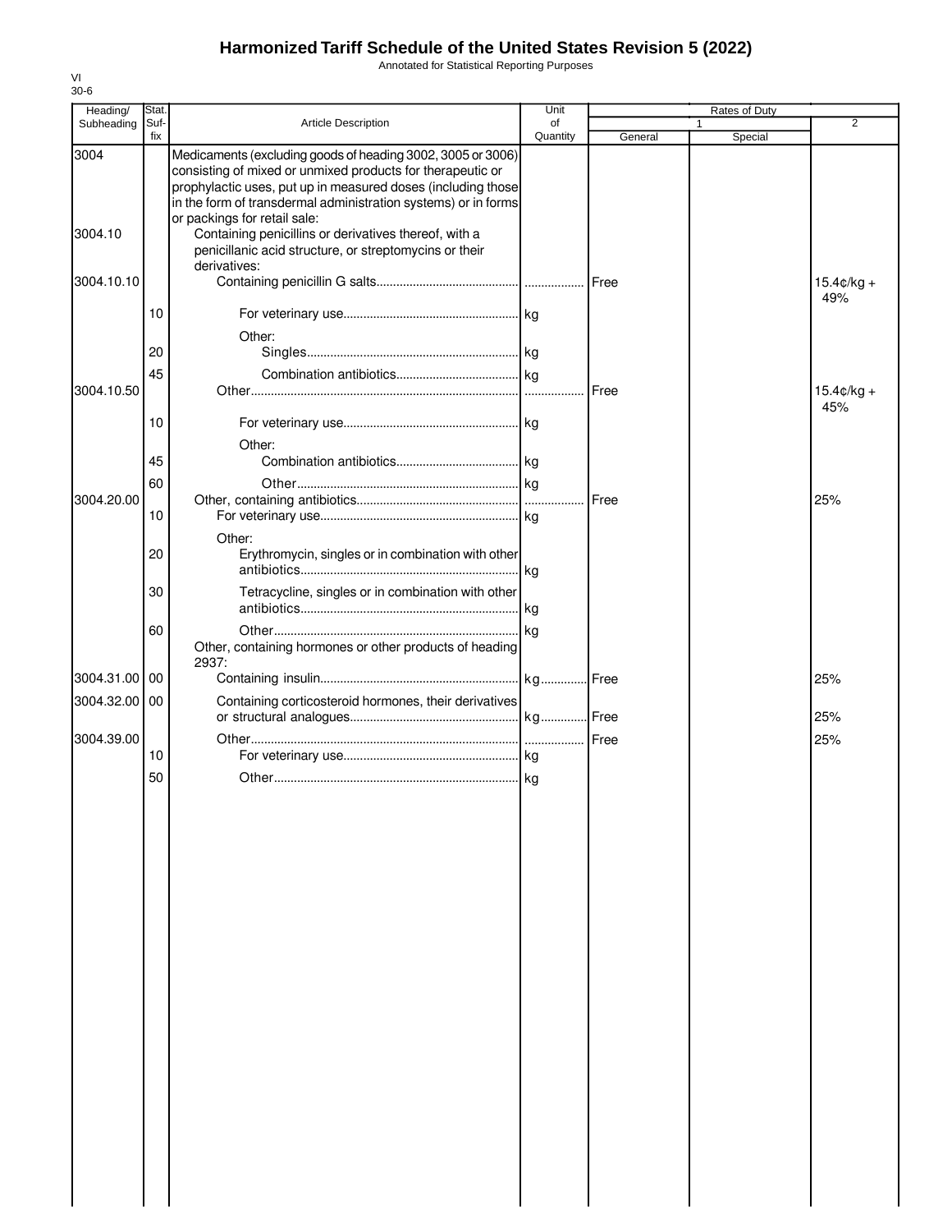# Harmonized Tariff Schedule of the United States Revision 5 (2022)

Annotated for Statistical Reporting Purposes

VI
30-6

| Heading/ Subheading | Stat. Suf-fix | Article Description | Unit of Quantity | Rates of Duty 1 General | Special | 2 |
|---|---|---|---|---|---|---|
| 3004 | | Medicaments (excluding goods of heading 3002, 3005 or 3006) consisting of mixed or unmixed products for therapeutic or prophylactic uses, put up in measured doses (including those in the form of transdermal administration systems) or in forms or packings for retail sale: | | | | |
| 3004.10 | | Containing penicillins or derivatives thereof, with a penicillanic acid structure, or streptomycins or their derivatives: | | | | |
| 3004.10.10 | | Containing penicillin G salts | | Free | | 15.4¢/kg + 49% |
| | 10 | For veterinary use | kg | | | |
| | | Other: | | | | |
| | 20 | Singles | kg | | | |
| | 45 | Combination antibiotics | kg | | | |
| 3004.10.50 | | Other | | Free | | 15.4¢/kg + 45% |
| | 10 | For veterinary use | kg | | | |
| | | Other: | | | | |
| | 45 | Combination antibiotics | kg | | | |
| | 60 | Other | kg | | | |
| 3004.20.00 | | Other, containing antibiotics | | Free | | 25% |
| | 10 | For veterinary use | kg | | | |
| | | Other: | | | | |
| | 20 | Erythromycin, singles or in combination with other antibiotics | kg | | | |
| | 30 | Tetracycline, singles or in combination with other antibiotics | kg | | | |
| | 60 | Other | kg | | | |
| | | Other, containing hormones or other products of heading 2937: | | | | |
| 3004.31.00 | 00 | Containing insulin | kg | Free | | 25% |
| 3004.32.00 | 00 | Containing corticosteroid hormones, their derivatives or structural analogues | kg | Free | | 25% |
| 3004.39.00 | | Other | | Free | | 25% |
| | 10 | For veterinary use | kg | | | |
| | 50 | Other | kg | | | |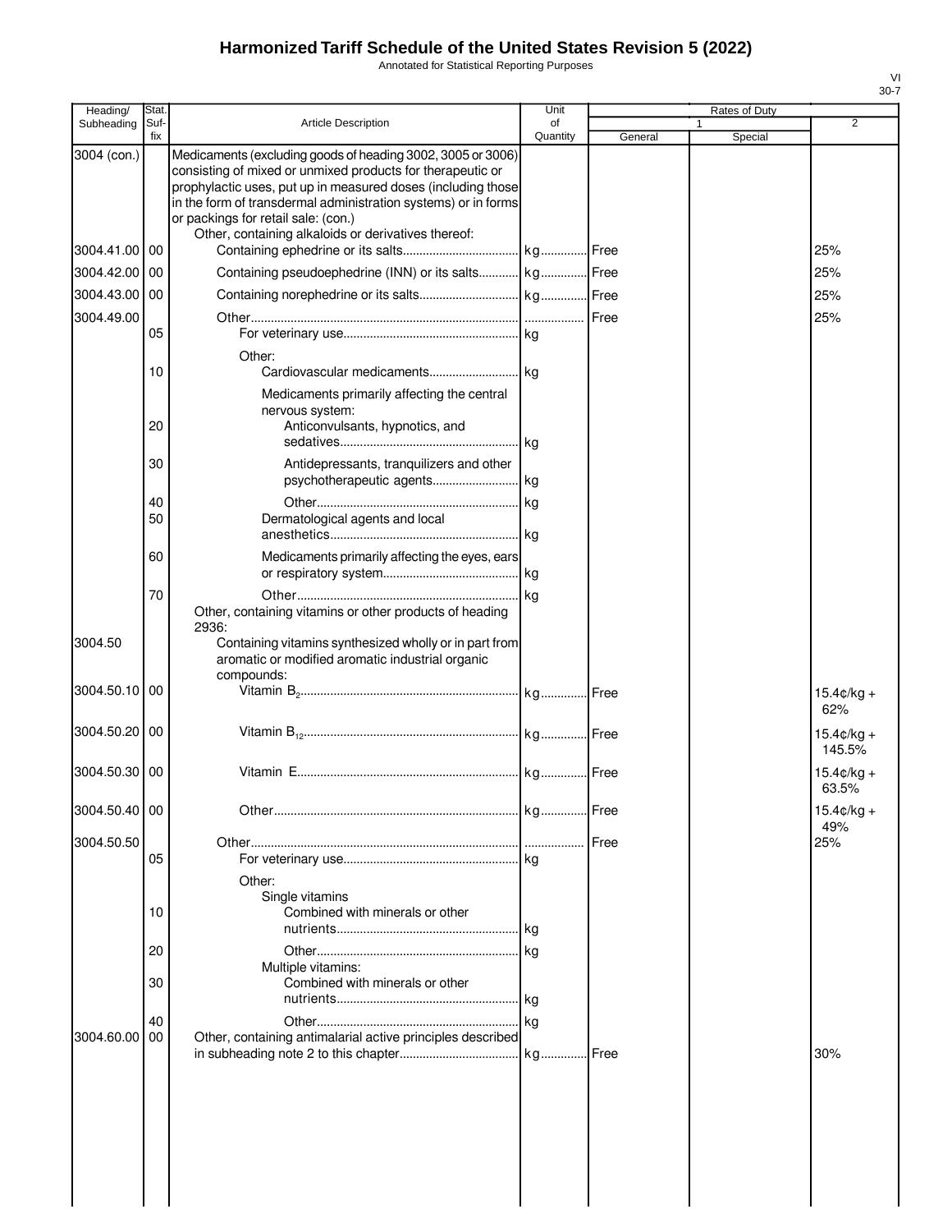# Harmonized Tariff Schedule of the United States Revision 5 (2022)

Annotated for Statistical Reporting Purposes

| Heading/ Subheading | Stat. Suf- fix | Article Description | Unit of Quantity | Rates of Duty 1 General | Special | 2 |
|---|---|---|---|---|---|---|
| 3004 (con.) | | Medicaments (excluding goods of heading 3002, 3005 or 3006) consisting of mixed or unmixed products for therapeutic or prophylactic uses, put up in measured doses (including those in the form of transdermal administration systems) or in forms or packings for retail sale: (con.) | | | | |
| | | Other, containing alkaloids or derivatives thereof: | | | | |
| 3004.41.00 | 00 | Containing ephedrine or its salts | kg | Free | | 25% |
| 3004.42.00 | 00 | Containing pseudoephedrine (INN) or its salts | kg | Free | | 25% |
| 3004.43.00 | 00 | Containing norephedrine or its salts | kg | Free | | 25% |
| 3004.49.00 | | Other | | Free | | 25% |
| | 05 | For veterinary use | kg | | | |
| | | Other: | | | | |
| | 10 | Cardiovascular medicaments | kg | | | |
| | | Medicaments primarily affecting the central nervous system: | | | | |
| | 20 | Anticonvulsants, hypnotics, and sedatives | kg | | | |
| | 30 | Antidepressants, tranquilizers and other psychotherapeutic agents | kg | | | |
| | 40 | Other | kg | | | |
| | 50 | Dermatological agents and local anesthetics | kg | | | |
| | 60 | Medicaments primarily affecting the eyes, ears or respiratory system | kg | | | |
| | 70 | Other | kg | | | |
| | | Other, containing vitamins or other products of heading 2936: | | | | |
| 3004.50 | | Containing vitamins synthesized wholly or in part from aromatic or modified aromatic industrial organic compounds: | | | | |
| 3004.50.10 | 00 | Vitamin $B_2$ | kg | Free | | 15.4¢/kg + 62% |
| 3004.50.20 | 00 | Vitamin $B_{12}$ | kg | Free | | 15.4¢/kg + 145.5% |
| 3004.50.30 | 00 | Vitamin E | kg | Free | | 15.4¢/kg + 63.5% |
| 3004.50.40 | 00 | Other | kg | Free | | 15.4¢/kg + 49% |
| 3004.50.50 | | Other | | Free | | 25% |
| | 05 | For veterinary use | kg | | | |
| | | Other: | | | | |
| | | Single vitamins | | | | |
| | 10 | Combined with minerals or other nutrients | kg | | | |
| | 20 | Other | kg | | | |
| | | Multiple vitamins: | | | | |
| | 30 | Combined with minerals or other nutrients | kg | | | |
| | 40 | Other | kg | | | |
| 3004.60.00 | 00 | Other, containing antimalarial active principles described in subheading note 2 to this chapter | kg | Free | | 30% |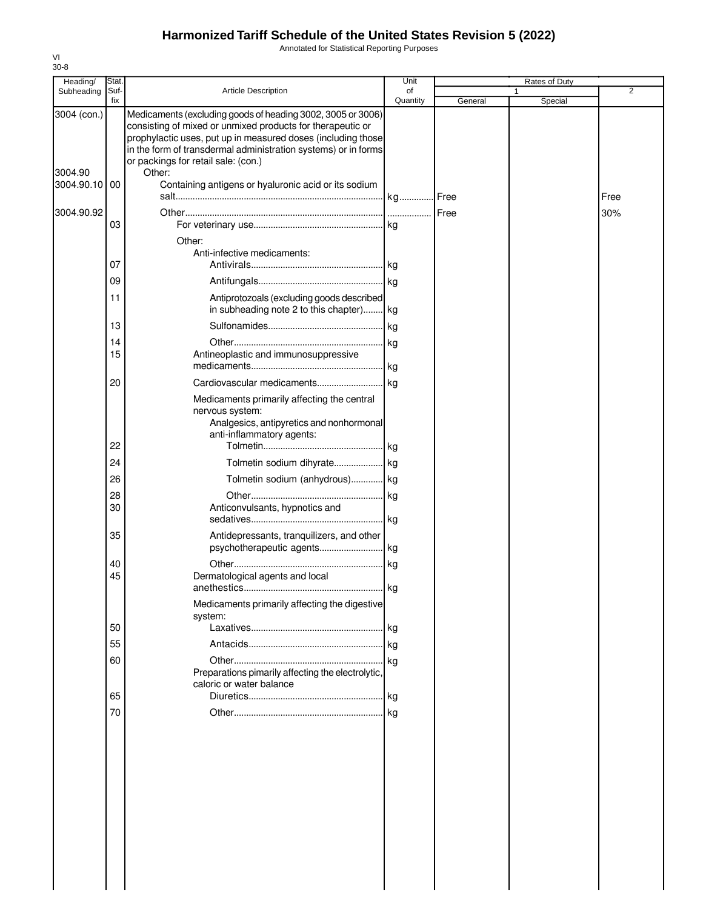# Harmonized Tariff Schedule of the United States Revision 5 (2022)

Annotated for Statistical Reporting Purposes

VI
30-8

| Heading/ Subheading | Stat. Suf- fix | Article Description | Unit of Quantity | Rates of Duty 1 General | Special | 2 |
|---|---|---|---|---|---|---|
| 3004 (con.) | | Medicaments (excluding goods of heading 3002, 3005 or 3006) consisting of mixed or unmixed products for therapeutic or prophylactic uses, put up in measured doses (including those in the form of transdermal administration systems) or in forms or packings for retail sale: (con.) | | | | |
| 3004.90 | | Other: | | | | |
| 3004.90.10 | 00 | Containing antigens or hyaluronic acid or its sodium salt | kg | Free | | Free |
| 3004.90.92 | | Other | | Free | | 30% |
| | 03 | For veterinary use | kg | | | |
| | | Other: | | | | |
| | | Anti-infective medicaments: | | | | |
| | 07 | Antivirals | kg | | | |
| | 09 | Antifungals | kg | | | |
| | 11 | Antiprotozoals (excluding goods described in subheading note 2 to this chapter) | kg | | | |
| | 13 | Sulfonamides | kg | | | |
| | 14 | Other | kg | | | |
| | 15 | Antineoplastic and immunosuppressive medicaments | kg | | | |
| | 20 | Cardiovascular medicaments | kg | | | |
| | | Medicaments primarily affecting the central nervous system: | | | | |
| | | Analgesics, antipyretics and nonhormonal anti-inflammatory agents: | | | | |
| | 22 | Tolmetin | kg | | | |
| | 24 | Tolmetin sodium dihyrate | kg | | | |
| | 26 | Tolmetin sodium (anhydrous) | kg | | | |
| | 28 | Other | kg | | | |
| | 30 | Anticonvulsants, hypnotics and sedatives | kg | | | |
| | 35 | Antidepressants, tranquilizers, and other psychotherapeutic agents | kg | | | |
| | 40 | Other | kg | | | |
| | 45 | Dermatological agents and local anethestics | kg | | | |
| | | Medicaments primarily affecting the digestive system: | | | | |
| | 50 | Laxatives | kg | | | |
| | 55 | Antacids | kg | | | |
| | 60 | Other | kg | | | |
| | | Preparations pimarily affecting the electrolytic, caloric or water balance | | | | |
| | 65 | Diuretics | kg | | | |
| | 70 | Other | kg | | | |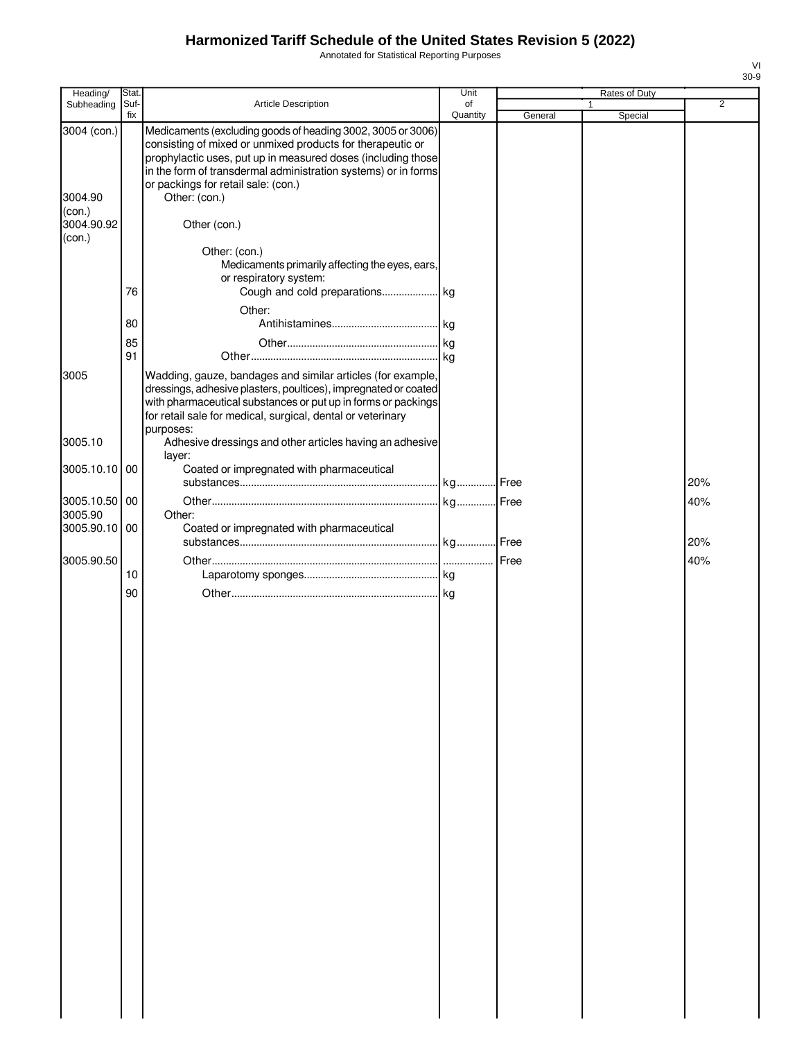# Harmonized Tariff Schedule of the United States Revision 5 (2022)

Annotated for Statistical Reporting Purposes

| Heading/ Subheading | Stat. Suf- fix | Article Description | Unit of Quantity | Rates of Duty 1 General | Rates of Duty 1 Special | Rates of Duty 2 |
|---|---|---|---|---|---|---|
| 3004 (con.) | | Medicaments (excluding goods of heading 3002, 3005 or 3006) consisting of mixed or unmixed products for therapeutic or prophylactic uses, put up in measured doses (including those in the form of transdermal administration systems) or in forms or packings for retail sale: (con.) | | | | |
| 3004.90 (con.) | | Other: (con.) | | | | |
| 3004.90.92 (con.) | | Other (con.) | | | | |
| | | Other: (con.) | | | | |
| | | Medicaments primarily affecting the eyes, ears, or respiratory system: | | | | |
| | 76 | Cough and cold preparations | kg | | | |
| | | Other: | | | | |
| | 80 | Antihistamines | kg | | | |
| | 85 | Other | kg | | | |
| | 91 | Other | kg | | | |
| 3005 | | Wadding, gauze, bandages and similar articles (for example, dressings, adhesive plasters, poultices), impregnated or coated with pharmaceutical substances or put up in forms or packings for retail sale for medical, surgical, dental or veterinary purposes: | | | | |
| 3005.10 | | Adhesive dressings and other articles having an adhesive layer: | | | | |
| 3005.10.10 | 00 | Coated or impregnated with pharmaceutical substances | kg | Free | | 20% |
| 3005.10.50 | 00 | Other | kg | Free | | 40% |
| 3005.90 | | Other: | | | | |
| 3005.90.10 | 00 | Coated or impregnated with pharmaceutical substances | kg | Free | | 20% |
| 3005.90.50 | | Other | | Free | | 40% |
| | 10 | Laparotomy sponges | kg | | | |
| | 90 | Other | kg | | | |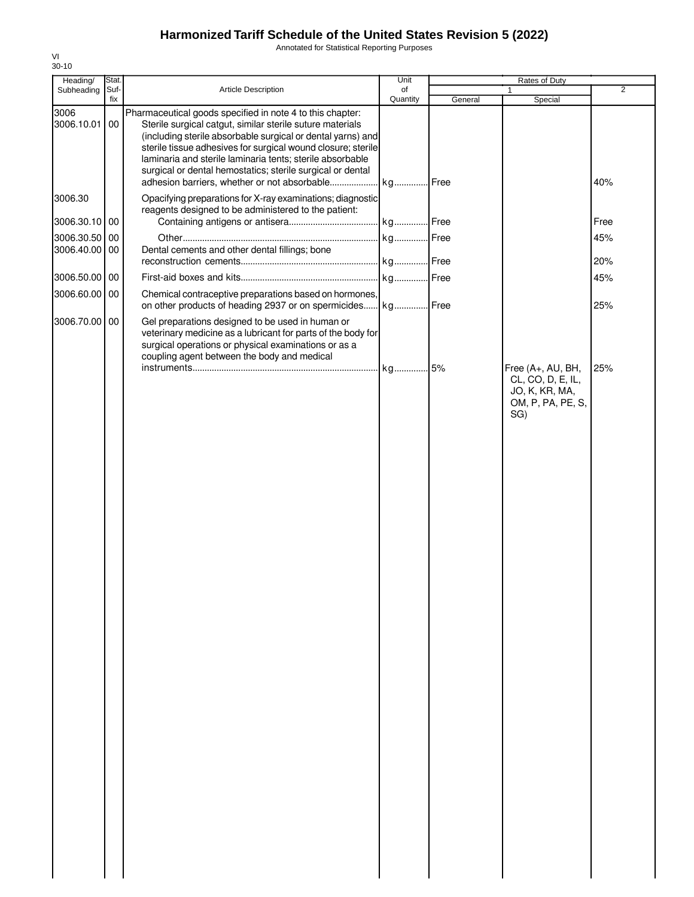# Harmonized Tariff Schedule of the United States Revision 5 (2022)

Annotated for Statistical Reporting Purposes

VI
30-10

| Heading/ Subheading | Stat. Suf-fix | Article Description | Unit of Quantity | Rates of Duty 1 General | Special | 2 |
|---|---|---|---|---|---|---|
| 3006 | | Pharmaceutical goods specified in note 4 to this chapter: | | | | |
| 3006.10.01 | 00 | Sterile surgical catgut, similar sterile suture materials (including sterile absorbable surgical or dental yarns) and sterile tissue adhesives for surgical wound closure; sterile laminaria and sterile laminaria tents; sterile absorbable surgical or dental hemostatics; sterile surgical or dental adhesion barriers, whether or not absorbable | kg | Free | | 40% |
| 3006.30 | | Opacifying preparations for X-ray examinations; diagnostic reagents designed to be administered to the patient: | | | | |
| 3006.30.10 | 00 | Containing antigens or antisera | kg | Free | | Free |
| 3006.30.50 | 00 | Other | kg | Free | | 45% |
| 3006.40.00 | 00 | Dental cements and other dental fillings; bone reconstruction cements | kg | Free | | 20% |
| 3006.50.00 | 00 | First-aid boxes and kits | kg | Free | | 45% |
| 3006.60.00 | 00 | Chemical contraceptive preparations based on hormones, on other products of heading 2937 or on spermicides | kg | Free | | 25% |
| 3006.70.00 | 00 | Gel preparations designed to be used in human or veterinary medicine as a lubricant for parts of the body for surgical operations or physical examinations or as a coupling agent between the body and medical instruments | kg | 5% | Free (A+, AU, BH, CL, CO, D, E, IL, JO, K, KR, MA, OM, P, PA, PE, S, SG) | 25% |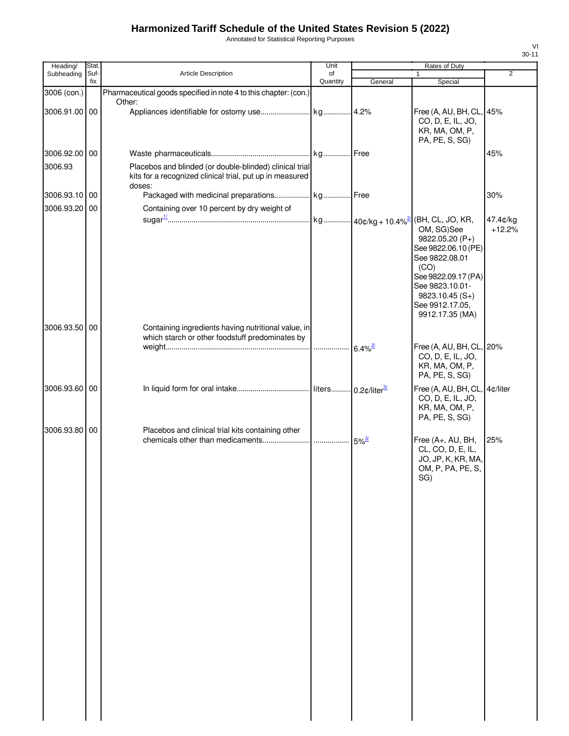# Harmonized Tariff Schedule of the United States Revision 5 (2022)

Annotated for Statistical Reporting Purposes

VI
30-11

| Heading/ Subheading | Stat. Suf-fix | Article Description | Unit of Quantity | Rates of Duty 1 General | Special | 2 |
|---|---|---|---|---|---|---|
| 3006 (con.) | | Pharmaceutical goods specified in note 4 to this chapter: (con.) | | | | |
| | | Other: | | | | |
| 3006.91.00 | 00 | Appliances identifiable for ostomy use | kg | 4.2% | Free (A, AU, BH, CL, CO, D, E, IL, JO, KR, MA, OM, P, PA, PE, S, SG) | 45% |
| 3006.92.00 | 00 | Waste pharmaceuticals | kg | Free | | 45% |
| 3006.93 | | Placebos and blinded (or double-blinded) clinical trial kits for a recognized clinical trial, put up in measured doses: | | | | |
| 3006.93.10 | 00 | Packaged with medicinal preparations | kg | Free | | 30% |
| 3006.93.20 | 00 | Containing over 10 percent by dry weight of sugar[1/] | kg | 40¢/kg + 10.4%[2/] | (BH, CL, JO, KR, OM, SG)See 9822.05.20 (P+) See 9822.06.10 (PE) See 9822.08.01 (CO) See 9822.09.17 (PA) See 9823.10.01-9823.10.45 (S+) See 9912.17.05, 9912.17.35 (MA) | 47.4¢/kg +12.2% |
| 3006.93.50 | 00 | Containing ingredients having nutritional value, in which starch or other foodstuff predominates by weight | | 6.4%[2/] | Free (A, AU, BH, CL, CO, D, E, IL, JO, KR, MA, OM, P, PA, PE, S, SG) | 20% |
| 3006.93.60 | 00 | In liquid form for oral intake | liters | 0.2¢/liter[3/] | Free (A, AU, BH, CL, CO, D, E, IL, JO, KR, MA, OM, P, PA, PE, S, SG) | 4¢/liter |
| 3006.93.80 | 00 | Placebos and clinical trial kits containing other chemicals other than medicaments | | 5%[3/] | Free (A+, AU, BH, CL, CO, D, E, IL, JO, JP, K, KR, MA, OM, P, PA, PE, S, SG) | 25% |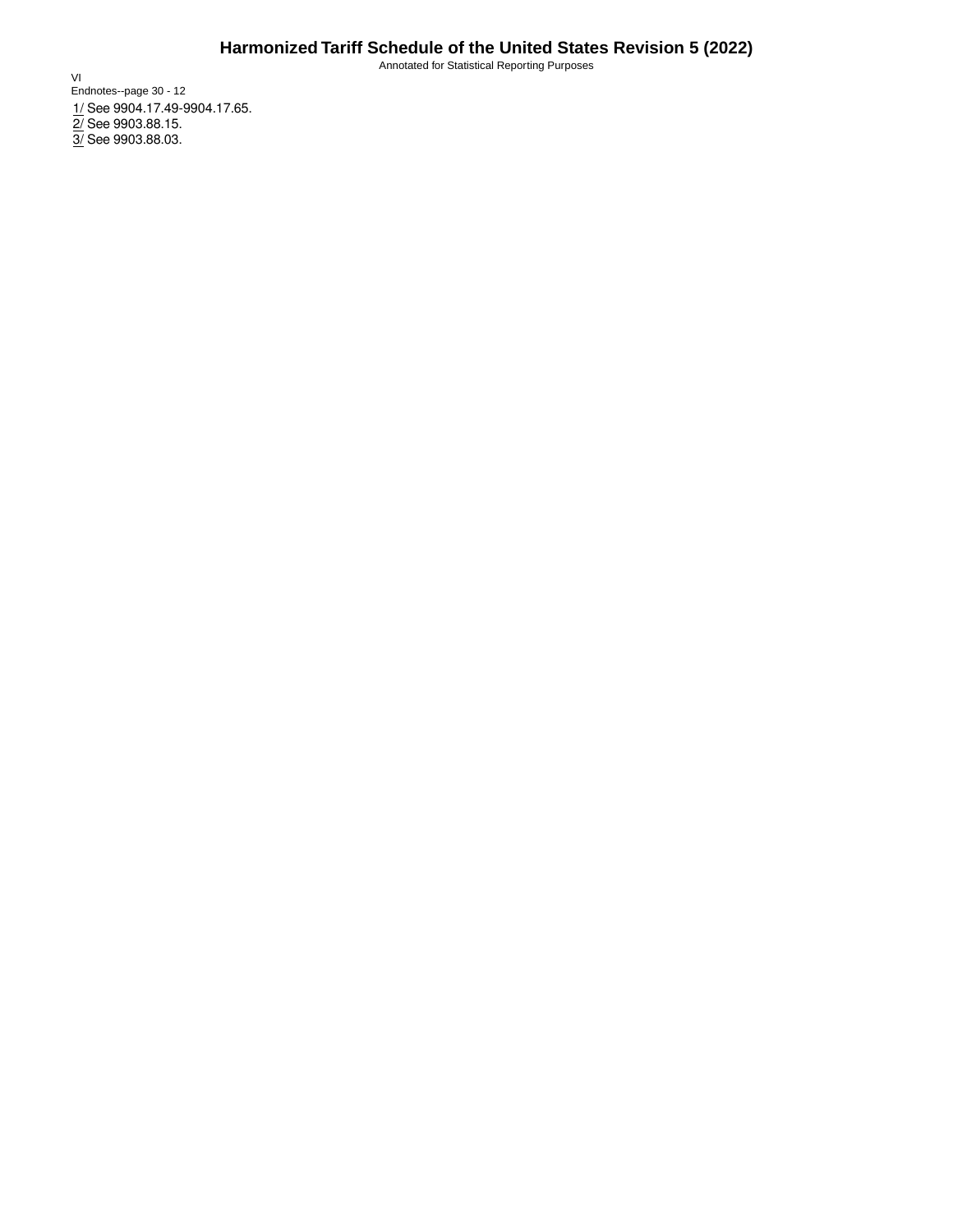1/ See 9904.17.49-9904.17.65.

2/ See 9903.88.15.

3/ See 9903.88.03.